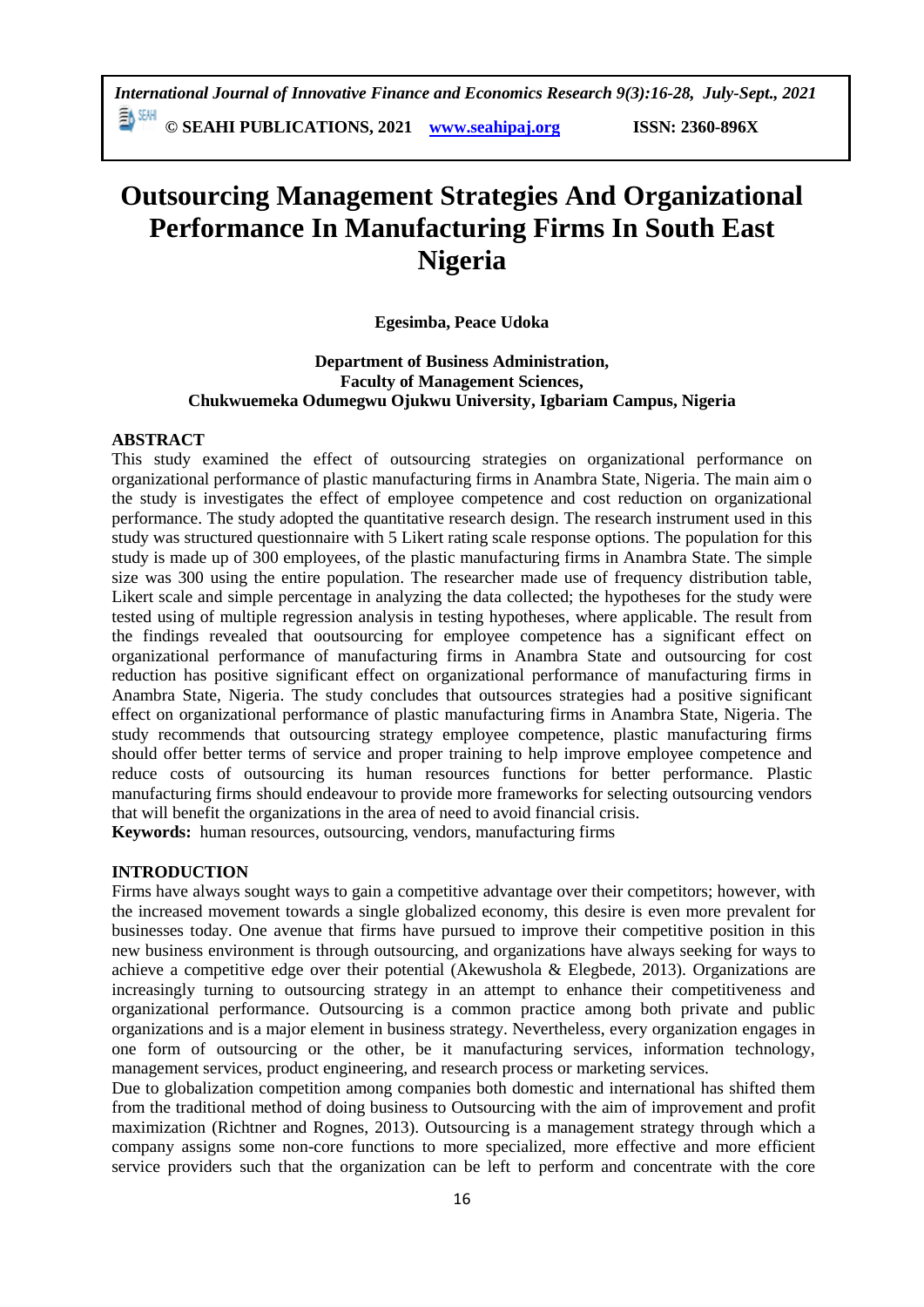# Outsourcing Management Strategies And Organizational Performance In Manufacturing Firms In South East Nigeria

**Egesimba, Peace Udoka**

**Department of Business Administration,**
**Faculty of Management Sciences,**
**Chukwuemeka Odumegwu Ojukwu University, Igbariam Campus, Nigeria**

## ABSTRACT

This study examined the effect of outsourcing strategies on organizational performance on organizational performance of plastic manufacturing firms in Anambra State, Nigeria. The main aim o the study is investigates the effect of employee competence and cost reduction on organizational performance. The study adopted the quantitative research design. The research instrument used in this study was structured questionnaire with 5 Likert rating scale response options. The population for this study is made up of 300 employees, of the plastic manufacturing firms in Anambra State. The simple size was 300 using the entire population. The researcher made use of frequency distribution table, Likert scale and simple percentage in analyzing the data collected; the hypotheses for the study were tested using of multiple regression analysis in testing hypotheses, where applicable. The result from the findings revealed that ooutsourcing for employee competence has a significant effect on organizational performance of manufacturing firms in Anambra State and outsourcing for cost reduction has positive significant effect on organizational performance of manufacturing firms in Anambra State, Nigeria. The study concludes that outsources strategies had a positive significant effect on organizational performance of plastic manufacturing firms in Anambra State, Nigeria. The study recommends that outsourcing strategy employee competence, plastic manufacturing firms should offer better terms of service and proper training to help improve employee competence and reduce costs of outsourcing its human resources functions for better performance. Plastic manufacturing firms should endeavour to provide more frameworks for selecting outsourcing vendors that will benefit the organizations in the area of need to avoid financial crisis.

**Keywords:** human resources, outsourcing, vendors, manufacturing firms

## INTRODUCTION

Firms have always sought ways to gain a competitive advantage over their competitors; however, with the increased movement towards a single globalized economy, this desire is even more prevalent for businesses today. One avenue that firms have pursued to improve their competitive position in this new business environment is through outsourcing, and organizations have always seeking for ways to achieve a competitive edge over their potential (Akewushola & Elegbede, 2013). Organizations are increasingly turning to outsourcing strategy in an attempt to enhance their competitiveness and organizational performance. Outsourcing is a common practice among both private and public organizations and is a major element in business strategy. Nevertheless, every organization engages in one form of outsourcing or the other, be it manufacturing services, information technology, management services, product engineering, and research process or marketing services.

Due to globalization competition among companies both domestic and international has shifted them from the traditional method of doing business to Outsourcing with the aim of improvement and profit maximization (Richtner and Rognes, 2013). Outsourcing is a management strategy through which a company assigns some non-core functions to more specialized, more effective and more efficient service providers such that the organization can be left to perform and concentrate with the core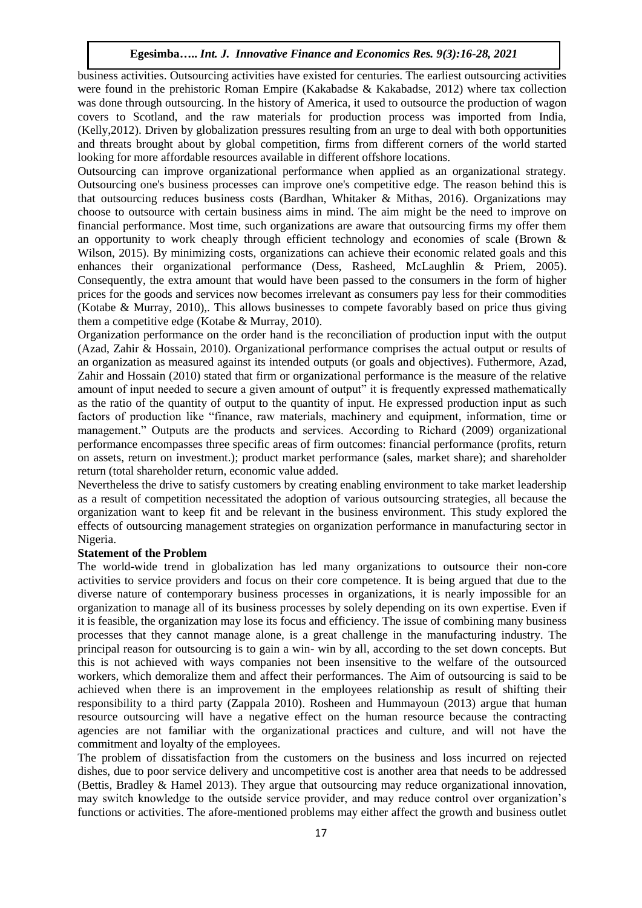business activities. Outsourcing activities have existed for centuries. The earliest outsourcing activities were found in the prehistoric Roman Empire (Kakabadse & Kakabadse, 2012) where tax collection was done through outsourcing. In the history of America, it used to outsource the production of wagon covers to Scotland, and the raw materials for production process was imported from India, (Kelly,2012). Driven by globalization pressures resulting from an urge to deal with both opportunities and threats brought about by global competition, firms from different corners of the world started looking for more affordable resources available in different offshore locations.

Outsourcing can improve organizational performance when applied as an organizational strategy. Outsourcing one's business processes can improve one's competitive edge. The reason behind this is that outsourcing reduces business costs (Bardhan, Whitaker & Mithas, 2016). Organizations may choose to outsource with certain business aims in mind. The aim might be the need to improve on financial performance. Most time, such organizations are aware that outsourcing firms my offer them an opportunity to work cheaply through efficient technology and economies of scale (Brown & Wilson, 2015). By minimizing costs, organizations can achieve their economic related goals and this enhances their organizational performance (Dess, Rasheed, McLaughlin & Priem, 2005). Consequently, the extra amount that would have been passed to the consumers in the form of higher prices for the goods and services now becomes irrelevant as consumers pay less for their commodities (Kotabe & Murray, 2010),. This allows businesses to compete favorably based on price thus giving them a competitive edge (Kotabe & Murray, 2010).

Organization performance on the order hand is the reconciliation of production input with the output (Azad, Zahir & Hossain, 2010). Organizational performance comprises the actual output or results of an organization as measured against its intended outputs (or goals and objectives). Futhermore, Azad, Zahir and Hossain (2010) stated that firm or organizational performance is the measure of the relative amount of input needed to secure a given amount of output" it is frequently expressed mathematically as the ratio of the quantity of output to the quantity of input. He expressed production input as such factors of production like "finance, raw materials, machinery and equipment, information, time or management." Outputs are the products and services. According to Richard (2009) organizational performance encompasses three specific areas of firm outcomes: financial performance (profits, return on assets, return on investment.); product market performance (sales, market share); and shareholder return (total shareholder return, economic value added.

Nevertheless the drive to satisfy customers by creating enabling environment to take market leadership as a result of competition necessitated the adoption of various outsourcing strategies, all because the organization want to keep fit and be relevant in the business environment. This study explored the effects of outsourcing management strategies on organization performance in manufacturing sector in Nigeria.

**Statement of the Problem**

The world-wide trend in globalization has led many organizations to outsource their non-core activities to service providers and focus on their core competence. It is being argued that due to the diverse nature of contemporary business processes in organizations, it is nearly impossible for an organization to manage all of its business processes by solely depending on its own expertise. Even if it is feasible, the organization may lose its focus and efficiency. The issue of combining many business processes that they cannot manage alone, is a great challenge in the manufacturing industry. The principal reason for outsourcing is to gain a win- win by all, according to the set down concepts. But this is not achieved with ways companies not been insensitive to the welfare of the outsourced workers, which demoralize them and affect their performances. The Aim of outsourcing is said to be achieved when there is an improvement in the employees relationship as result of shifting their responsibility to a third party (Zappala 2010). Rosheen and Hummayoun (2013) argue that human resource outsourcing will have a negative effect on the human resource because the contracting agencies are not familiar with the organizational practices and culture, and will not have the commitment and loyalty of the employees.

The problem of dissatisfaction from the customers on the business and loss incurred on rejected dishes, due to poor service delivery and uncompetitive cost is another area that needs to be addressed (Bettis, Bradley & Hamel 2013). They argue that outsourcing may reduce organizational innovation, may switch knowledge to the outside service provider, and may reduce control over organization's functions or activities. The afore-mentioned problems may either affect the growth and business outlet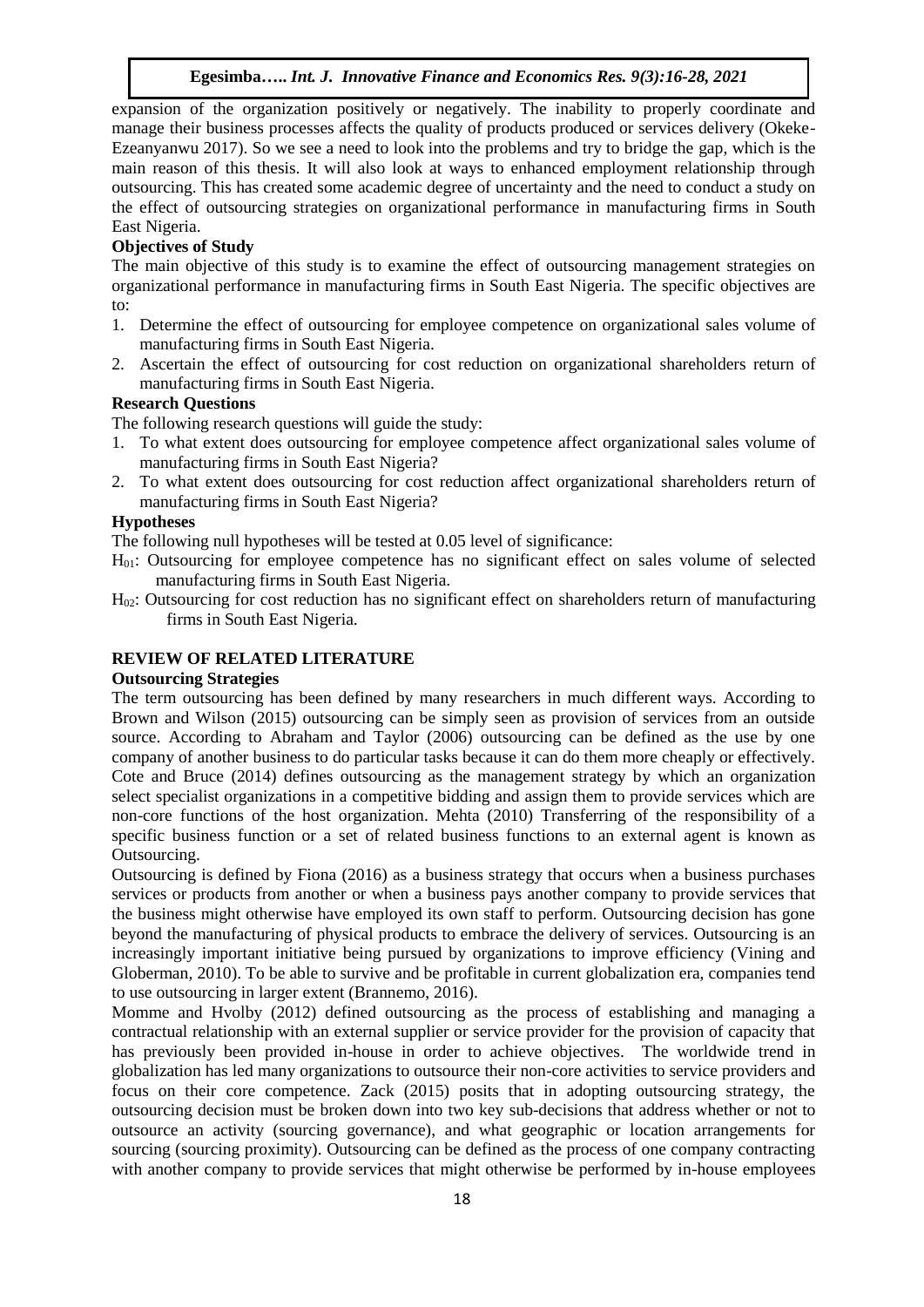expansion of the organization positively or negatively. The inability to properly coordinate and manage their business processes affects the quality of products produced or services delivery (Okeke-Ezeanyanwu 2017). So we see a need to look into the problems and try to bridge the gap, which is the main reason of this thesis. It will also look at ways to enhanced employment relationship through outsourcing. This has created some academic degree of uncertainty and the need to conduct a study on the effect of outsourcing strategies on organizational performance in manufacturing firms in South East Nigeria.

**Objectives of Study**

The main objective of this study is to examine the effect of outsourcing management strategies on organizational performance in manufacturing firms in South East Nigeria. The specific objectives are to:

1. Determine the effect of outsourcing for employee competence on organizational sales volume of manufacturing firms in South East Nigeria.
2. Ascertain the effect of outsourcing for cost reduction on organizational shareholders return of manufacturing firms in South East Nigeria.

**Research Questions**

The following research questions will guide the study:

1. To what extent does outsourcing for employee competence affect organizational sales volume of manufacturing firms in South East Nigeria?
2. To what extent does outsourcing for cost reduction affect organizational shareholders return of manufacturing firms in South East Nigeria?

**Hypotheses**

The following null hypotheses will be tested at 0.05 level of significance:

$H_{01}$: Outsourcing for employee competence has no significant effect on sales volume of selected manufacturing firms in South East Nigeria.

$H_{02}$: Outsourcing for cost reduction has no significant effect on shareholders return of manufacturing firms in South East Nigeria.

## REVIEW OF RELATED LITERATURE

**Outsourcing Strategies**

The term outsourcing has been defined by many researchers in much different ways. According to Brown and Wilson (2015) outsourcing can be simply seen as provision of services from an outside source. According to Abraham and Taylor (2006) outsourcing can be defined as the use by one company of another business to do particular tasks because it can do them more cheaply or effectively. Cote and Bruce (2014) defines outsourcing as the management strategy by which an organization select specialist organizations in a competitive bidding and assign them to provide services which are non-core functions of the host organization. Mehta (2010) Transferring of the responsibility of a specific business function or a set of related business functions to an external agent is known as Outsourcing.

Outsourcing is defined by Fiona (2016) as a business strategy that occurs when a business purchases services or products from another or when a business pays another company to provide services that the business might otherwise have employed its own staff to perform. Outsourcing decision has gone beyond the manufacturing of physical products to embrace the delivery of services. Outsourcing is an increasingly important initiative being pursued by organizations to improve efficiency (Vining and Globerman, 2010). To be able to survive and be profitable in current globalization era, companies tend to use outsourcing in larger extent (Brannemo, 2016).

Momme and Hvolby (2012) defined outsourcing as the process of establishing and managing a contractual relationship with an external supplier or service provider for the provision of capacity that has previously been provided in-house in order to achieve objectives. The worldwide trend in globalization has led many organizations to outsource their non-core activities to service providers and focus on their core competence. Zack (2015) posits that in adopting outsourcing strategy, the outsourcing decision must be broken down into two key sub-decisions that address whether or not to outsource an activity (sourcing governance), and what geographic or location arrangements for sourcing (sourcing proximity). Outsourcing can be defined as the process of one company contracting with another company to provide services that might otherwise be performed by in-house employees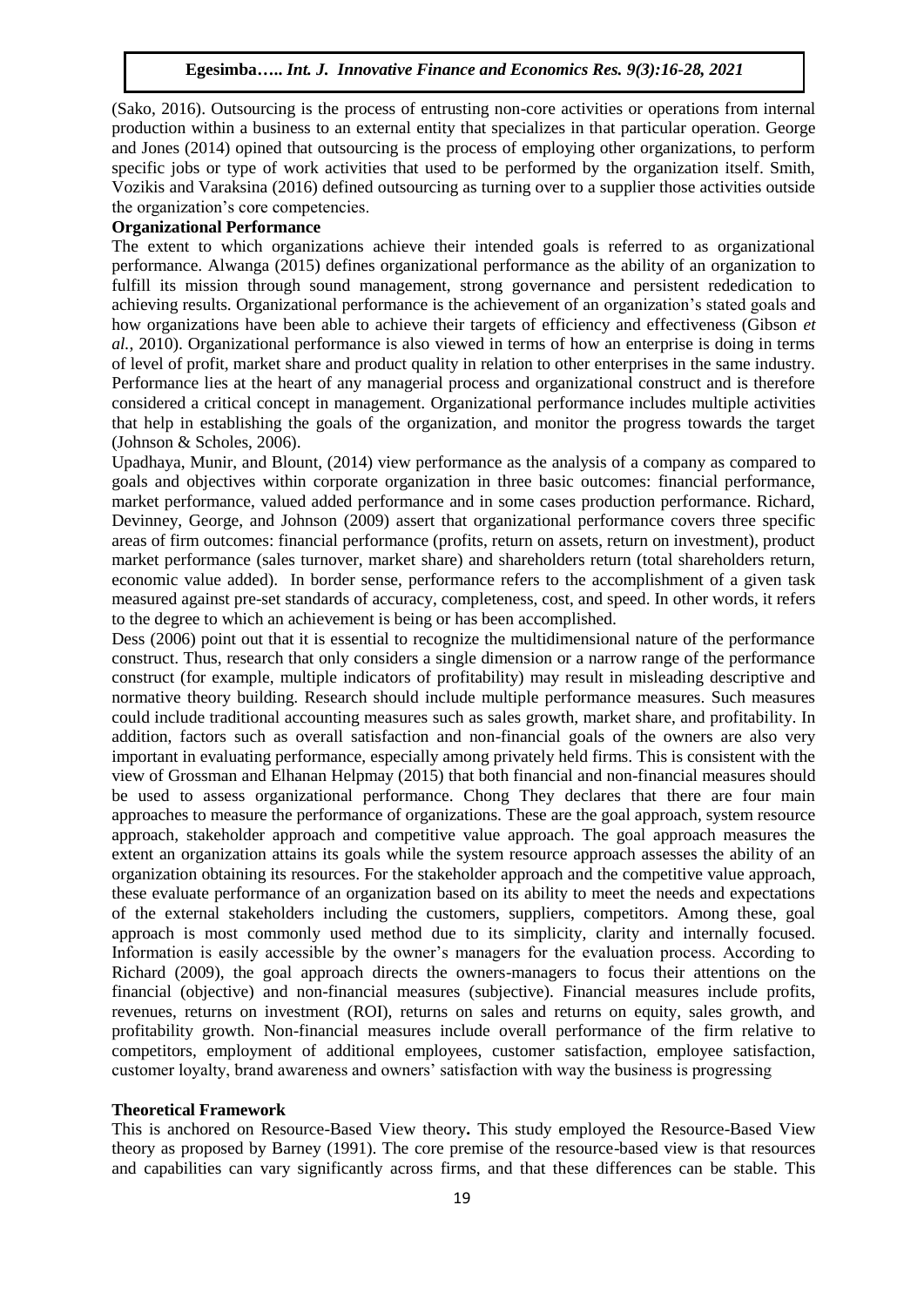(Sako, 2016). Outsourcing is the process of entrusting non-core activities or operations from internal production within a business to an external entity that specializes in that particular operation. George and Jones (2014) opined that outsourcing is the process of employing other organizations, to perform specific jobs or type of work activities that used to be performed by the organization itself. Smith, Vozikis and Varaksina (2016) defined outsourcing as turning over to a supplier those activities outside the organization's core competencies.

**Organizational Performance**

The extent to which organizations achieve their intended goals is referred to as organizational performance. Alwanga (2015) defines organizational performance as the ability of an organization to fulfill its mission through sound management, strong governance and persistent rededication to achieving results. Organizational performance is the achievement of an organization's stated goals and how organizations have been able to achieve their targets of efficiency and effectiveness (Gibson *et al.*, 2010). Organizational performance is also viewed in terms of how an enterprise is doing in terms of level of profit, market share and product quality in relation to other enterprises in the same industry. Performance lies at the heart of any managerial process and organizational construct and is therefore considered a critical concept in management. Organizational performance includes multiple activities that help in establishing the goals of the organization, and monitor the progress towards the target (Johnson & Scholes, 2006).

Upadhaya, Munir, and Blount, (2014) view performance as the analysis of a company as compared to goals and objectives within corporate organization in three basic outcomes: financial performance, market performance, valued added performance and in some cases production performance. Richard, Devinney, George, and Johnson (2009) assert that organizational performance covers three specific areas of firm outcomes: financial performance (profits, return on assets, return on investment), product market performance (sales turnover, market share) and shareholders return (total shareholders return, economic value added). In border sense, performance refers to the accomplishment of a given task measured against pre-set standards of accuracy, completeness, cost, and speed. In other words, it refers to the degree to which an achievement is being or has been accomplished.

Dess (2006) point out that it is essential to recognize the multidimensional nature of the performance construct. Thus, research that only considers a single dimension or a narrow range of the performance construct (for example, multiple indicators of profitability) may result in misleading descriptive and normative theory building. Research should include multiple performance measures. Such measures could include traditional accounting measures such as sales growth, market share, and profitability. In addition, factors such as overall satisfaction and non-financial goals of the owners are also very important in evaluating performance, especially among privately held firms. This is consistent with the view of Grossman and Elhanan Helpmay (2015) that both financial and non-financial measures should be used to assess organizational performance. Chong They declares that there are four main approaches to measure the performance of organizations. These are the goal approach, system resource approach, stakeholder approach and competitive value approach. The goal approach measures the extent an organization attains its goals while the system resource approach assesses the ability of an organization obtaining its resources. For the stakeholder approach and the competitive value approach, these evaluate performance of an organization based on its ability to meet the needs and expectations of the external stakeholders including the customers, suppliers, competitors. Among these, goal approach is most commonly used method due to its simplicity, clarity and internally focused. Information is easily accessible by the owner's managers for the evaluation process. According to Richard (2009), the goal approach directs the owners-managers to focus their attentions on the financial (objective) and non-financial measures (subjective). Financial measures include profits, revenues, returns on investment (ROI), returns on sales and returns on equity, sales growth, and profitability growth. Non-financial measures include overall performance of the firm relative to competitors, employment of additional employees, customer satisfaction, employee satisfaction, customer loyalty, brand awareness and owners' satisfaction with way the business is progressing

**Theoretical Framework**

This is anchored on Resource-Based View theory**.** This study employed the Resource-Based View theory as proposed by Barney (1991). The core premise of the resource-based view is that resources and capabilities can vary significantly across firms, and that these differences can be stable. This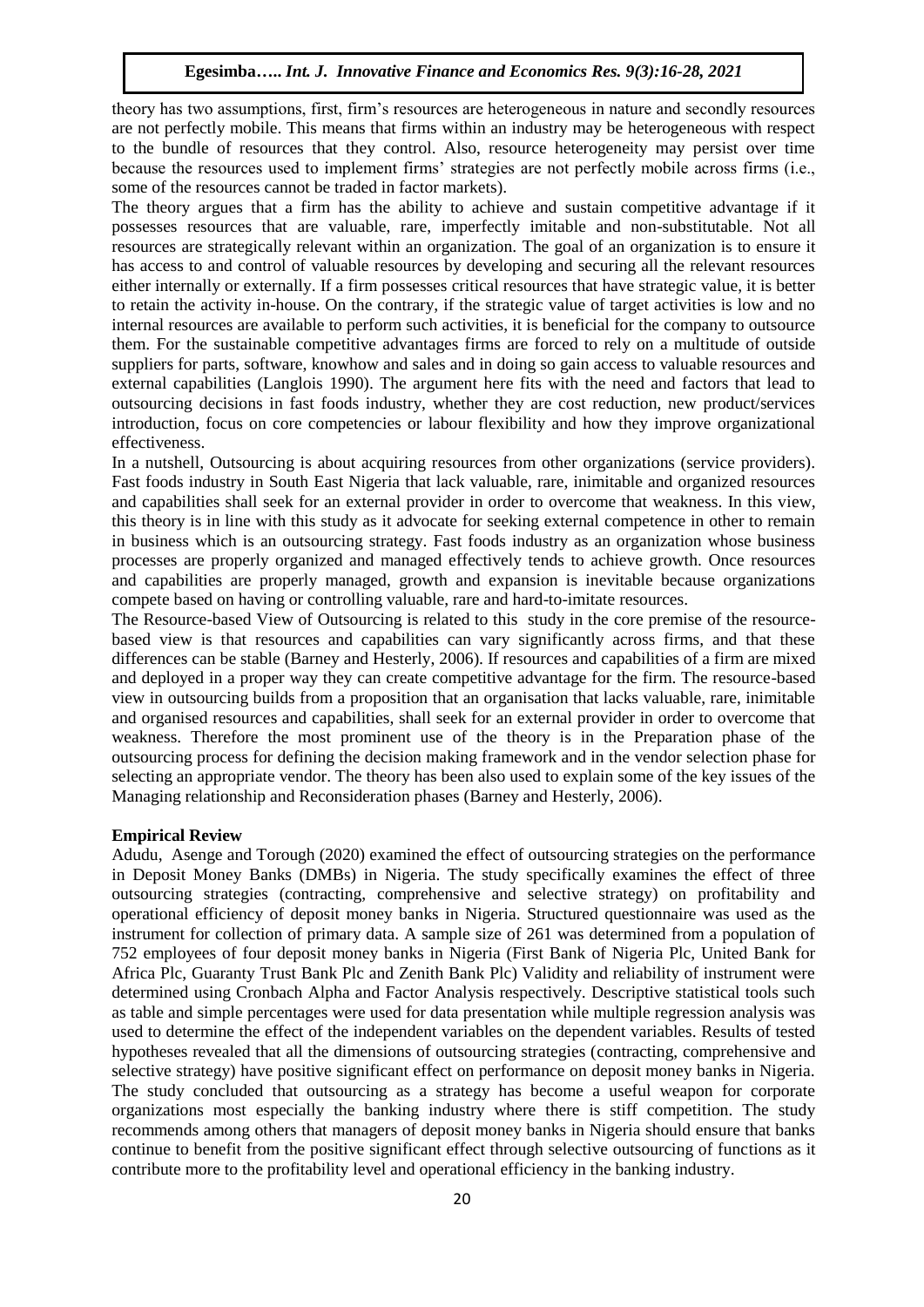theory has two assumptions, first, firm's resources are heterogeneous in nature and secondly resources are not perfectly mobile. This means that firms within an industry may be heterogeneous with respect to the bundle of resources that they control. Also, resource heterogeneity may persist over time because the resources used to implement firms' strategies are not perfectly mobile across firms (i.e., some of the resources cannot be traded in factor markets).

The theory argues that a firm has the ability to achieve and sustain competitive advantage if it possesses resources that are valuable, rare, imperfectly imitable and non-substitutable. Not all resources are strategically relevant within an organization. The goal of an organization is to ensure it has access to and control of valuable resources by developing and securing all the relevant resources either internally or externally. If a firm possesses critical resources that have strategic value, it is better to retain the activity in-house. On the contrary, if the strategic value of target activities is low and no internal resources are available to perform such activities, it is beneficial for the company to outsource them. For the sustainable competitive advantages firms are forced to rely on a multitude of outside suppliers for parts, software, knowhow and sales and in doing so gain access to valuable resources and external capabilities (Langlois 1990). The argument here fits with the need and factors that lead to outsourcing decisions in fast foods industry, whether they are cost reduction, new product/services introduction, focus on core competencies or labour flexibility and how they improve organizational effectiveness.

In a nutshell, Outsourcing is about acquiring resources from other organizations (service providers). Fast foods industry in South East Nigeria that lack valuable, rare, inimitable and organized resources and capabilities shall seek for an external provider in order to overcome that weakness. In this view, this theory is in line with this study as it advocate for seeking external competence in other to remain in business which is an outsourcing strategy. Fast foods industry as an organization whose business processes are properly organized and managed effectively tends to achieve growth. Once resources and capabilities are properly managed, growth and expansion is inevitable because organizations compete based on having or controlling valuable, rare and hard-to-imitate resources.

The Resource-based View of Outsourcing is related to this study in the core premise of the resource-based view is that resources and capabilities can vary significantly across firms, and that these differences can be stable (Barney and Hesterly, 2006). If resources and capabilities of a firm are mixed and deployed in a proper way they can create competitive advantage for the firm. The resource-based view in outsourcing builds from a proposition that an organisation that lacks valuable, rare, inimitable and organised resources and capabilities, shall seek for an external provider in order to overcome that weakness. Therefore the most prominent use of the theory is in the Preparation phase of the outsourcing process for defining the decision making framework and in the vendor selection phase for selecting an appropriate vendor. The theory has been also used to explain some of the key issues of the Managing relationship and Reconsideration phases (Barney and Hesterly, 2006).

**Empirical Review**

Adudu, Asenge and Torough (2020) examined the effect of outsourcing strategies on the performance in Deposit Money Banks (DMBs) in Nigeria. The study specifically examines the effect of three outsourcing strategies (contracting, comprehensive and selective strategy) on profitability and operational efficiency of deposit money banks in Nigeria. Structured questionnaire was used as the instrument for collection of primary data. A sample size of 261 was determined from a population of 752 employees of four deposit money banks in Nigeria (First Bank of Nigeria Plc, United Bank for Africa Plc, Guaranty Trust Bank Plc and Zenith Bank Plc) Validity and reliability of instrument were determined using Cronbach Alpha and Factor Analysis respectively. Descriptive statistical tools such as table and simple percentages were used for data presentation while multiple regression analysis was used to determine the effect of the independent variables on the dependent variables. Results of tested hypotheses revealed that all the dimensions of outsourcing strategies (contracting, comprehensive and selective strategy) have positive significant effect on performance on deposit money banks in Nigeria. The study concluded that outsourcing as a strategy has become a useful weapon for corporate organizations most especially the banking industry where there is stiff competition. The study recommends among others that managers of deposit money banks in Nigeria should ensure that banks continue to benefit from the positive significant effect through selective outsourcing of functions as it contribute more to the profitability level and operational efficiency in the banking industry.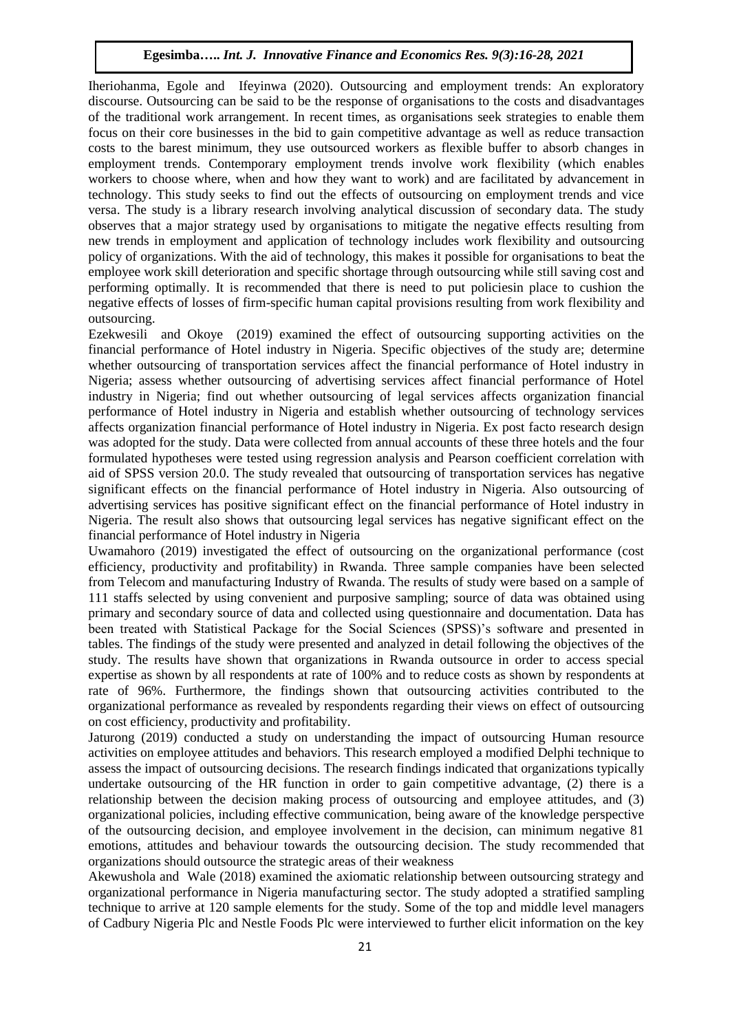Iheriohanma, Egole and Ifeyinwa (2020). Outsourcing and employment trends: An exploratory discourse. Outsourcing can be said to be the response of organisations to the costs and disadvantages of the traditional work arrangement. In recent times, as organisations seek strategies to enable them focus on their core businesses in the bid to gain competitive advantage as well as reduce transaction costs to the barest minimum, they use outsourced workers as flexible buffer to absorb changes in employment trends. Contemporary employment trends involve work flexibility (which enables workers to choose where, when and how they want to work) and are facilitated by advancement in technology. This study seeks to find out the effects of outsourcing on employment trends and vice versa. The study is a library research involving analytical discussion of secondary data. The study observes that a major strategy used by organisations to mitigate the negative effects resulting from new trends in employment and application of technology includes work flexibility and outsourcing policy of organizations. With the aid of technology, this makes it possible for organisations to beat the employee work skill deterioration and specific shortage through outsourcing while still saving cost and performing optimally. It is recommended that there is need to put policiesin place to cushion the negative effects of losses of firm-specific human capital provisions resulting from work flexibility and outsourcing.

Ezekwesili and Okoye (2019) examined the effect of outsourcing supporting activities on the financial performance of Hotel industry in Nigeria. Specific objectives of the study are; determine whether outsourcing of transportation services affect the financial performance of Hotel industry in Nigeria; assess whether outsourcing of advertising services affect financial performance of Hotel industry in Nigeria; find out whether outsourcing of legal services affects organization financial performance of Hotel industry in Nigeria and establish whether outsourcing of technology services affects organization financial performance of Hotel industry in Nigeria. Ex post facto research design was adopted for the study. Data were collected from annual accounts of these three hotels and the four formulated hypotheses were tested using regression analysis and Pearson coefficient correlation with aid of SPSS version 20.0. The study revealed that outsourcing of transportation services has negative significant effects on the financial performance of Hotel industry in Nigeria. Also outsourcing of advertising services has positive significant effect on the financial performance of Hotel industry in Nigeria. The result also shows that outsourcing legal services has negative significant effect on the financial performance of Hotel industry in Nigeria

Uwamahoro (2019) investigated the effect of outsourcing on the organizational performance (cost efficiency, productivity and profitability) in Rwanda. Three sample companies have been selected from Telecom and manufacturing Industry of Rwanda. The results of study were based on a sample of 111 staffs selected by using convenient and purposive sampling; source of data was obtained using primary and secondary source of data and collected using questionnaire and documentation. Data has been treated with Statistical Package for the Social Sciences (SPSS)'s software and presented in tables. The findings of the study were presented and analyzed in detail following the objectives of the study. The results have shown that organizations in Rwanda outsource in order to access special expertise as shown by all respondents at rate of 100% and to reduce costs as shown by respondents at rate of 96%. Furthermore, the findings shown that outsourcing activities contributed to the organizational performance as revealed by respondents regarding their views on effect of outsourcing on cost efficiency, productivity and profitability.

Jaturong (2019) conducted a study on understanding the impact of outsourcing Human resource activities on employee attitudes and behaviors. This research employed a modified Delphi technique to assess the impact of outsourcing decisions. The research findings indicated that organizations typically undertake outsourcing of the HR function in order to gain competitive advantage, (2) there is a relationship between the decision making process of outsourcing and employee attitudes, and (3) organizational policies, including effective communication, being aware of the knowledge perspective of the outsourcing decision, and employee involvement in the decision, can minimum negative 81 emotions, attitudes and behaviour towards the outsourcing decision. The study recommended that organizations should outsource the strategic areas of their weakness

Akewushola and Wale (2018) examined the axiomatic relationship between outsourcing strategy and organizational performance in Nigeria manufacturing sector. The study adopted a stratified sampling technique to arrive at 120 sample elements for the study. Some of the top and middle level managers of Cadbury Nigeria Plc and Nestle Foods Plc were interviewed to further elicit information on the key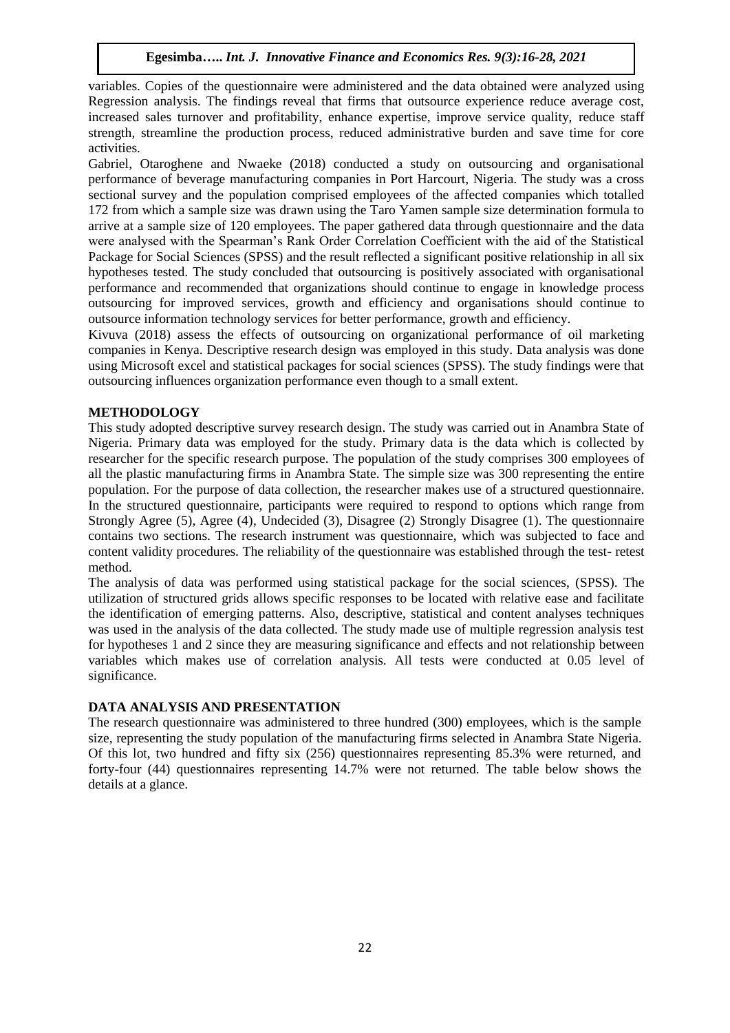variables. Copies of the questionnaire were administered and the data obtained were analyzed using Regression analysis. The findings reveal that firms that outsource experience reduce average cost, increased sales turnover and profitability, enhance expertise, improve service quality, reduce staff strength, streamline the production process, reduced administrative burden and save time for core activities.

Gabriel, Otaroghene and Nwaeke (2018) conducted a study on outsourcing and organisational performance of beverage manufacturing companies in Port Harcourt, Nigeria. The study was a cross sectional survey and the population comprised employees of the affected companies which totalled 172 from which a sample size was drawn using the Taro Yamen sample size determination formula to arrive at a sample size of 120 employees. The paper gathered data through questionnaire and the data were analysed with the Spearman's Rank Order Correlation Coefficient with the aid of the Statistical Package for Social Sciences (SPSS) and the result reflected a significant positive relationship in all six hypotheses tested. The study concluded that outsourcing is positively associated with organisational performance and recommended that organizations should continue to engage in knowledge process outsourcing for improved services, growth and efficiency and organisations should continue to outsource information technology services for better performance, growth and efficiency.

Kivuva (2018) assess the effects of outsourcing on organizational performance of oil marketing companies in Kenya. Descriptive research design was employed in this study. Data analysis was done using Microsoft excel and statistical packages for social sciences (SPSS). The study findings were that outsourcing influences organization performance even though to a small extent.

## METHODOLOGY

This study adopted descriptive survey research design. The study was carried out in Anambra State of Nigeria. Primary data was employed for the study. Primary data is the data which is collected by researcher for the specific research purpose. The population of the study comprises 300 employees of all the plastic manufacturing firms in Anambra State. The simple size was 300 representing the entire population. For the purpose of data collection, the researcher makes use of a structured questionnaire. In the structured questionnaire, participants were required to respond to options which range from Strongly Agree (5), Agree (4), Undecided (3), Disagree (2) Strongly Disagree (1). The questionnaire contains two sections. The research instrument was questionnaire, which was subjected to face and content validity procedures. The reliability of the questionnaire was established through the test- retest method.

The analysis of data was performed using statistical package for the social sciences, (SPSS). The utilization of structured grids allows specific responses to be located with relative ease and facilitate the identification of emerging patterns. Also, descriptive, statistical and content analyses techniques was used in the analysis of the data collected. The study made use of multiple regression analysis test for hypotheses 1 and 2 since they are measuring significance and effects and not relationship between variables which makes use of correlation analysis. All tests were conducted at 0.05 level of significance.

## DATA ANALYSIS AND PRESENTATION

The research questionnaire was administered to three hundred (300) employees, which is the sample size, representing the study population of the manufacturing firms selected in Anambra State Nigeria. Of this lot, two hundred and fifty six (256) questionnaires representing 85.3% were returned, and forty-four (44) questionnaires representing 14.7% were not returned. The table below shows the details at a glance.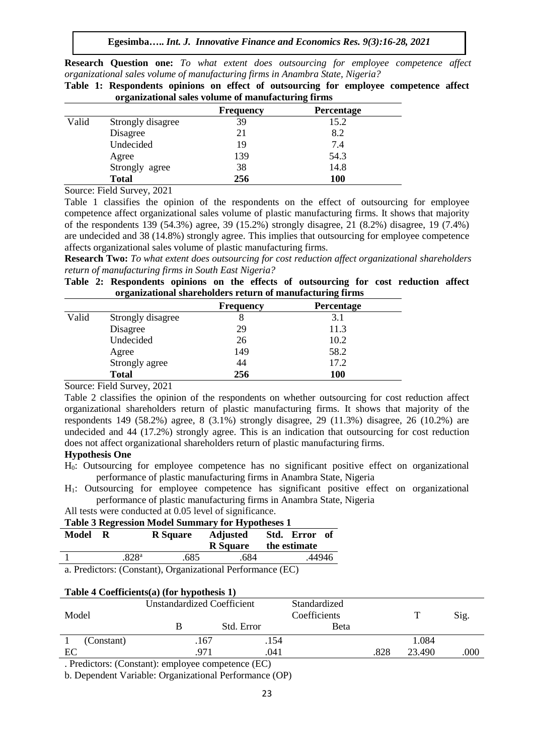**Research Question one:** *To what extent does outsourcing for employee competence affect organizational sales volume of manufacturing firms in Anambra State, Nigeria?*

**Table 1: Respondents opinions on effect of outsourcing for employee competence affect organizational sales volume of manufacturing firms**

| | | Frequency | Percentage |
|---|---|---|---|
| Valid | Strongly disagree | 39 | 15.2 |
| | Disagree | 21 | 8.2 |
| | Undecided | 19 | 7.4 |
| | Agree | 139 | 54.3 |
| | Strongly agree | 38 | 14.8 |
| | **Total** | **256** | **100** |

Source: Field Survey, 2021

Table 1 classifies the opinion of the respondents on the effect of outsourcing for employee competence affect organizational sales volume of plastic manufacturing firms. It shows that majority of the respondents 139 (54.3%) agree, 39 (15.2%) strongly disagree, 21 (8.2%) disagree, 19 (7.4%) are undecided and 38 (14.8%) strongly agree. This implies that outsourcing for employee competence affects organizational sales volume of plastic manufacturing firms.

**Research Two:** *To what extent does outsourcing for cost reduction affect organizational shareholders return of manufacturing firms in South East Nigeria?*

**Table 2: Respondents opinions on the effects of outsourcing for cost reduction affect organizational shareholders return of manufacturing firms**

| | | Frequency | Percentage |
|---|---|---|---|
| Valid | Strongly disagree | 8 | 3.1 |
| | Disagree | 29 | 11.3 |
| | Undecided | 26 | 10.2 |
| | Agree | 149 | 58.2 |
| | Strongly agree | 44 | 17.2 |
| | **Total** | **256** | **100** |

Source: Field Survey, 2021

Table 2 classifies the opinion of the respondents on whether outsourcing for cost reduction affect organizational shareholders return of plastic manufacturing firms. It shows that majority of the respondents 149 (58.2%) agree, 8 (3.1%) strongly disagree, 29 (11.3%) disagree, 26 (10.2%) are undecided and 44 (17.2%) strongly agree. This is an indication that outsourcing for cost reduction does not affect organizational shareholders return of plastic manufacturing firms.

**Hypothesis One**

$H_0$: Outsourcing for employee competence has no significant positive effect on organizational performance of plastic manufacturing firms in Anambra State, Nigeria

$H_1$: Outsourcing for employee competence has significant positive effect on organizational performance of plastic manufacturing firms in Anambra State, Nigeria

All tests were conducted at 0.05 level of significance.

**Table 3 Regression Model Summary for Hypotheses 1**

| Model | R | R Square | Adjusted R Square | Std. Error of the estimate |
|---|---|---|---|---|
| 1 | .828[a] | .685 | .684 | .44946 |

a. Predictors: (Constant), Organizational Performance (EC)

**Table 4 Coefficients(a) (for hypothesis 1)**

| Model | Unstandardized Coefficient | | Standardized Coefficients | T | Sig. |
|---|---|---|---|---|---|
| | B | Std. Error | Beta | | |
| 1 (Constant) | .167 | .154 | | 1.084 | |
| EC | .971 | .041 | .828 | 23.490 | .000 |

. Predictors: (Constant): employee competence (EC)

b. Dependent Variable: Organizational Performance (OP)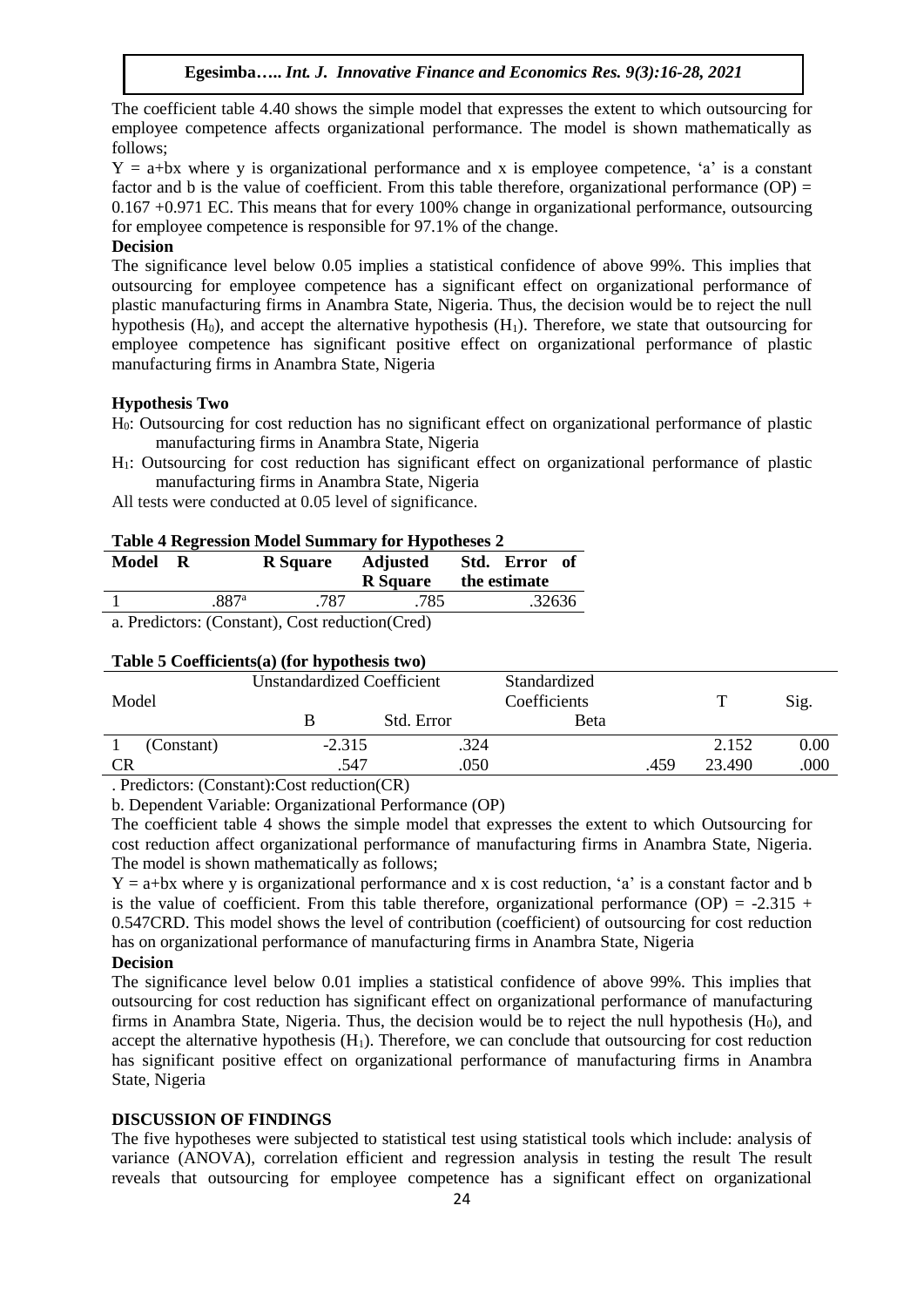The coefficient table 4.40 shows the simple model that expresses the extent to which outsourcing for employee competence affects organizational performance. The model is shown mathematically as follows;

Y = a+bx where y is organizational performance and x is employee competence, 'a' is a constant factor and b is the value of coefficient. From this table therefore, organizational performance (OP) = 0.167 +0.971 EC. This means that for every 100% change in organizational performance, outsourcing for employee competence is responsible for 97.1% of the change.

**Decision**

The significance level below 0.05 implies a statistical confidence of above 99%. This implies that outsourcing for employee competence has a significant effect on organizational performance of plastic manufacturing firms in Anambra State, Nigeria. Thus, the decision would be to reject the null hypothesis ($H_0$), and accept the alternative hypothesis ($H_1$). Therefore, we state that outsourcing for employee competence has significant positive effect on organizational performance of plastic manufacturing firms in Anambra State, Nigeria

**Hypothesis Two**

$H_0$: Outsourcing for cost reduction has no significant effect on organizational performance of plastic manufacturing firms in Anambra State, Nigeria

$H_1$: Outsourcing for cost reduction has significant effect on organizational performance of plastic manufacturing firms in Anambra State, Nigeria

All tests were conducted at 0.05 level of significance.

**Table 4 Regression Model Summary for Hypotheses 2**

| Model | R | R Square | Adjusted R Square | Std. Error of the estimate |
|---|---|---|---|---|
| 1 | .887[a] | .787 | .785 | .32636 |

a. Predictors: (Constant), Cost reduction(Cred)

**Table 5 Coefficients(a) (for hypothesis two)**

| Model | Unstandardized Coefficient | | Standardized Coefficients | T | Sig. |
|---|---|---|---|---|---|
| | B | Std. Error | Beta | | |
| 1 (Constant) | -2.315 | .324 | | 2.152 | 0.00 |
| CR | .547 | .050 | .459 | 23.490 | .000 |

. Predictors: (Constant):Cost reduction(CR)

b. Dependent Variable: Organizational Performance (OP)

The coefficient table 4 shows the simple model that expresses the extent to which Outsourcing for cost reduction affect organizational performance of manufacturing firms in Anambra State, Nigeria. The model is shown mathematically as follows;

Y = a+bx where y is organizational performance and x is cost reduction, 'a' is a constant factor and b is the value of coefficient. From this table therefore, organizational performance (OP) = -2.315 + 0.547CRD. This model shows the level of contribution (coefficient) of outsourcing for cost reduction has on organizational performance of manufacturing firms in Anambra State, Nigeria

**Decision**

The significance level below 0.01 implies a statistical confidence of above 99%. This implies that outsourcing for cost reduction has significant effect on organizational performance of manufacturing firms in Anambra State, Nigeria. Thus, the decision would be to reject the null hypothesis ($H_0$), and accept the alternative hypothesis ($H_1$). Therefore, we can conclude that outsourcing for cost reduction has significant positive effect on organizational performance of manufacturing firms in Anambra State, Nigeria

## DISCUSSION OF FINDINGS

The five hypotheses were subjected to statistical test using statistical tools which include: analysis of variance (ANOVA), correlation efficient and regression analysis in testing the result The result reveals that outsourcing for employee competence has a significant effect on organizational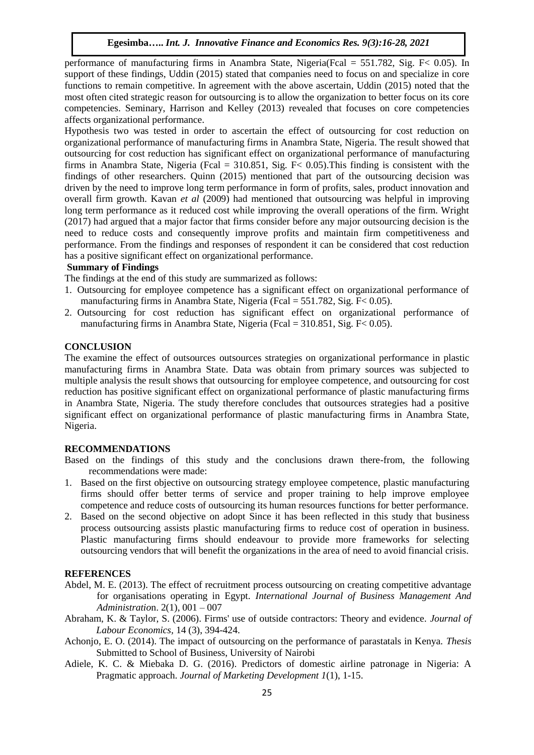performance of manufacturing firms in Anambra State, Nigeria(Fcal = 551.782, Sig. F< 0.05). In support of these findings, Uddin (2015) stated that companies need to focus on and specialize in core functions to remain competitive. In agreement with the above ascertain, Uddin (2015) noted that the most often cited strategic reason for outsourcing is to allow the organization to better focus on its core competencies. Seminary, Harrison and Kelley (2013) revealed that focuses on core competencies affects organizational performance.

Hypothesis two was tested in order to ascertain the effect of outsourcing for cost reduction on organizational performance of manufacturing firms in Anambra State, Nigeria. The result showed that outsourcing for cost reduction has significant effect on organizational performance of manufacturing firms in Anambra State, Nigeria (Fcal = 310.851, Sig. F< 0.05).This finding is consistent with the findings of other researchers. Quinn (2015) mentioned that part of the outsourcing decision was driven by the need to improve long term performance in form of profits, sales, product innovation and overall firm growth. Kavan *et al* (2009) had mentioned that outsourcing was helpful in improving long term performance as it reduced cost while improving the overall operations of the firm. Wright (2017) had argued that a major factor that firms consider before any major outsourcing decision is the need to reduce costs and consequently improve profits and maintain firm competitiveness and performance. From the findings and responses of respondent it can be considered that cost reduction has a positive significant effect on organizational performance.

**Summary of Findings**

The findings at the end of this study are summarized as follows:

1. Outsourcing for employee competence has a significant effect on organizational performance of manufacturing firms in Anambra State, Nigeria (Fcal = 551.782, Sig. F< 0.05).
2. Outsourcing for cost reduction has significant effect on organizational performance of manufacturing firms in Anambra State, Nigeria (Fcal = 310.851, Sig. F< 0.05).

## CONCLUSION

The examine the effect of outsources outsources strategies on organizational performance in plastic manufacturing firms in Anambra State. Data was obtain from primary sources was subjected to multiple analysis the result shows that outsourcing for employee competence, and outsourcing for cost reduction has positive significant effect on organizational performance of plastic manufacturing firms in Anambra State, Nigeria. The study therefore concludes that outsources strategies had a positive significant effect on organizational performance of plastic manufacturing firms in Anambra State, Nigeria.

## RECOMMENDATIONS

Based on the findings of this study and the conclusions drawn there-from, the following recommendations were made:

1. Based on the first objective on outsourcing strategy employee competence, plastic manufacturing firms should offer better terms of service and proper training to help improve employee competence and reduce costs of outsourcing its human resources functions for better performance.
2. Based on the second objective on adopt Since it has been reflected in this study that business process outsourcing assists plastic manufacturing firms to reduce cost of operation in business. Plastic manufacturing firms should endeavour to provide more frameworks for selecting outsourcing vendors that will benefit the organizations in the area of need to avoid financial crisis.

## REFERENCES

Abdel, M. E. (2013). The effect of recruitment process outsourcing on creating competitive advantage for organisations operating in Egypt. *International Journal of Business Management And Administratio*n. 2(1), 001 – 007

Abraham, K. & Taylor, S. (2006). Firms' use of outside contractors: Theory and evidence. *Journal of Labour Economics,* 14 (3), 394-424.

Achonjo, E. O. (2014). The impact of outsourcing on the performance of parastatals in Kenya. *Thesis* Submitted to School of Business, University of Nairobi

Adiele, K. C. & Miebaka D. G. (2016). Predictors of domestic airline patronage in Nigeria: A Pragmatic approach. *Journal of Marketing Development 1*(1), 1-15.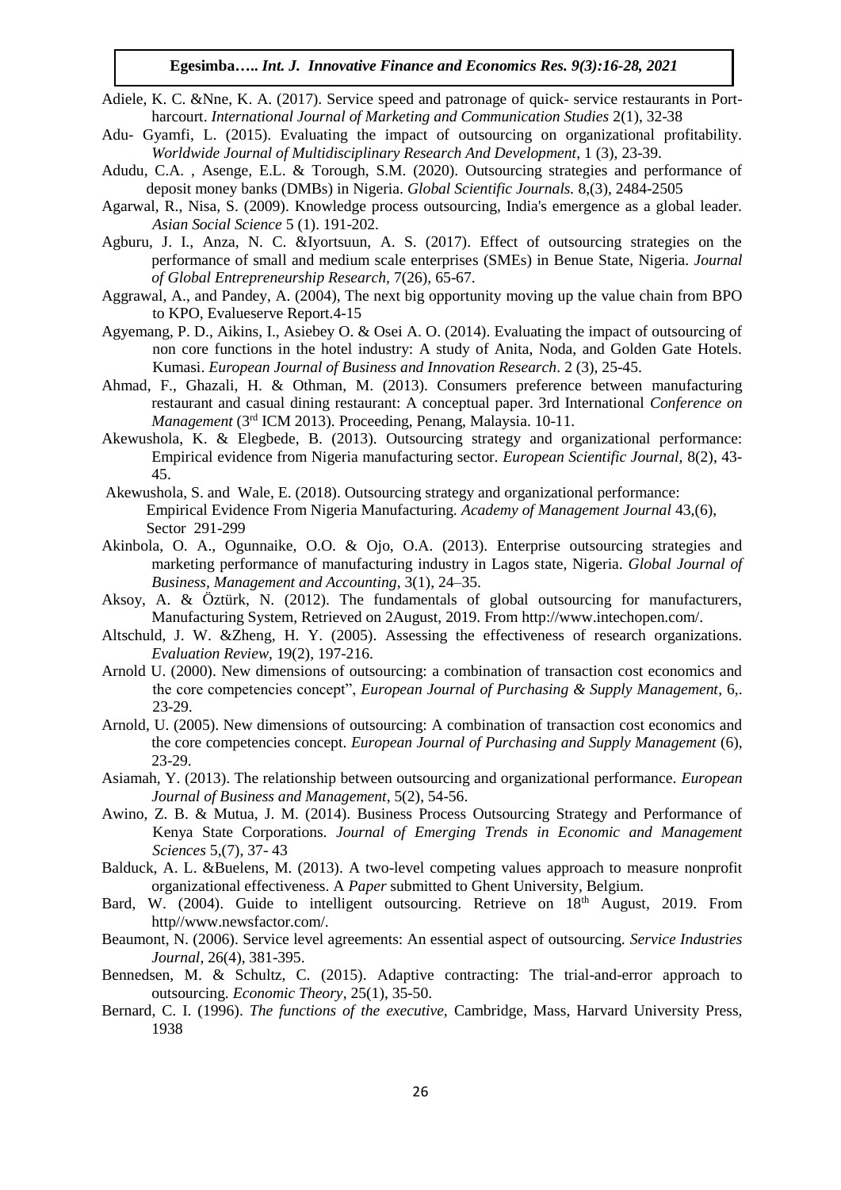Adiele, K. C. &Nne, K. A. (2017). Service speed and patronage of quick- service restaurants in Port-harcourt. *International Journal of Marketing and Communication Studies* 2(1), 32-38

Adu- Gyamfi, L. (2015). Evaluating the impact of outsourcing on organizational profitability. *Worldwide Journal of Multidisciplinary Research And Development*, 1 (3), 23-39.

Adudu, C.A. , Asenge, E.L. & Torough, S.M. (2020). Outsourcing strategies and performance of deposit money banks (DMBs) in Nigeria. *Global Scientific Journals.* 8,(3), 2484-2505

Agarwal, R., Nisa, S. (2009). Knowledge process outsourcing, India's emergence as a global leader. *Asian Social Science* 5 (1). 191-202.

Agburu, J. I., Anza, N. C. &Iyortsuun, A. S. (2017). Effect of outsourcing strategies on the performance of small and medium scale enterprises (SMEs) in Benue State, Nigeria. *Journal of Global Entrepreneurship Research,* 7(26), 65-67.

Aggrawal, A., and Pandey, A. (2004), The next big opportunity moving up the value chain from BPO to KPO, Evalueserve Report.4-15

Agyemang, P. D., Aikins, I., Asiebey O. & Osei A. O. (2014). Evaluating the impact of outsourcing of non core functions in the hotel industry: A study of Anita, Noda, and Golden Gate Hotels. Kumasi. *European Journal of Business and Innovation Research*. 2 (3), 25-45.

Ahmad, F., Ghazali, H. & Othman, M. (2013). Consumers preference between manufacturing restaurant and casual dining restaurant: A conceptual paper. 3rd International *Conference on Management* (3rd ICM 2013). Proceeding, Penang, Malaysia. 10-11.

Akewushola, K. & Elegbede, B. (2013). Outsourcing strategy and organizational performance: Empirical evidence from Nigeria manufacturing sector. *European Scientific Journal,* 8(2), 43-45.

Akewushola, S. and Wale, E. (2018). Outsourcing strategy and organizational performance: Empirical Evidence From Nigeria Manufacturing. *Academy of Management Journal* 43,(6), Sector 291-299

Akinbola, O. A., Ogunnaike, O.O. & Ojo, O.A. (2013). Enterprise outsourcing strategies and marketing performance of manufacturing industry in Lagos state, Nigeria. *Global Journal of Business, Management and Accounting*, 3(1), 24–35.

Aksoy, A. & Öztürk, N. (2012). The fundamentals of global outsourcing for manufacturers, Manufacturing System, Retrieved on 2August, 2019. From http://www.intechopen.com/.

Altschuld, J. W. &Zheng, H. Y. (2005). Assessing the effectiveness of research organizations. *Evaluation Review,* 19(2), 197-216.

Arnold U. (2000). New dimensions of outsourcing: a combination of transaction cost economics and the core competencies concept", *European Journal of Purchasing & Supply Management*, 6,. 23-29.

Arnold, U. (2005). New dimensions of outsourcing: A combination of transaction cost economics and the core competencies concept. *European Journal of Purchasing and Supply Management* (6), 23-29.

Asiamah, Y. (2013). The relationship between outsourcing and organizational performance. *European Journal of Business and Management*, 5(2), 54-56.

Awino, Z. B. & Mutua, J. M. (2014). Business Process Outsourcing Strategy and Performance of Kenya State Corporations. *Journal of Emerging Trends in Economic and Management Sciences* 5,(7), 37- 43

Balduck, A. L. &Buelens, M. (2013). A two-level competing values approach to measure nonprofit organizational effectiveness. A *Paper* submitted to Ghent University, Belgium.

Bard, W. (2004). Guide to intelligent outsourcing. Retrieve on 18th August, 2019. From http//www.newsfactor.com/.

Beaumont, N. (2006). Service level agreements: An essential aspect of outsourcing. *Service Industries Journal*, 26(4), 381-395.

Bennedsen, M. & Schultz, C. (2015). Adaptive contracting: The trial-and-error approach to outsourcing. *Economic Theory,* 25(1), 35-50.

Bernard, C. I. (1996). *The functions of the executive,* Cambridge, Mass, Harvard University Press, 1938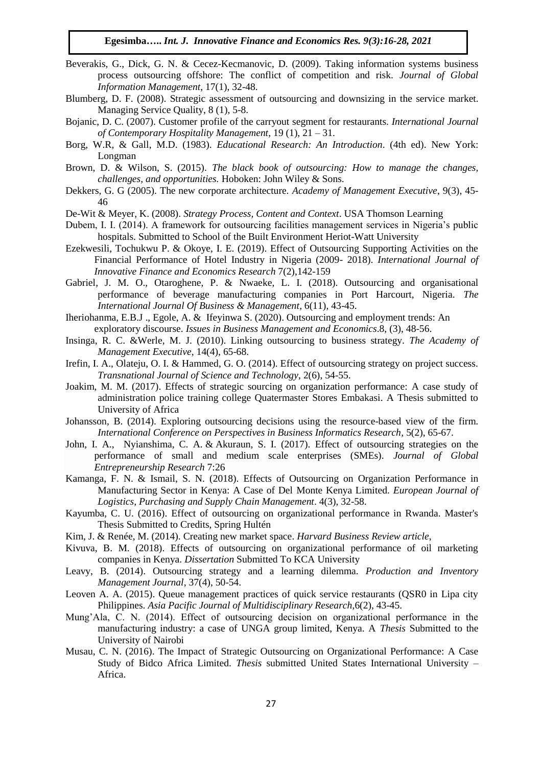Beverakis, G., Dick, G. N. & Cecez-Kecmanovic, D. (2009). Taking information systems business process outsourcing offshore: The conflict of competition and risk. *Journal of Global Information Management*, 17(1), 32-48.

Blumberg, D. F. (2008). Strategic assessment of outsourcing and downsizing in the service market. Managing Service Quality, 8 (1), 5-8.

Bojanic, D. C. (2007). Customer profile of the carryout segment for restaurants. *International Journal of Contemporary Hospitality Management*, 19 (1), 21 – 31.

Borg, W.R, & Gall, M.D. (1983). *Educational Research: An Introduction*. (4th ed). New York: Longman

Brown, D. & Wilson, S. (2015). *The black book of outsourcing: How to manage the changes, challenges, and opportunities.* Hoboken: John Wiley & Sons.

Dekkers, G. G (2005). The new corporate architecture. *Academy of Management Executive*, 9(3), 45-46

De-Wit & Meyer, K. (2008). *Strategy Process, Content and Context*. USA Thomson Learning

Dubem, I. I. (2014). A framework for outsourcing facilities management services in Nigeria's public hospitals. Submitted to School of the Built Environment Heriot-Watt University

Ezekwesili, Tochukwu P. & Okoye, I. E. (2019). Effect of Outsourcing Supporting Activities on the Financial Performance of Hotel Industry in Nigeria (2009- 2018). *International Journal of Innovative Finance and Economics Research* 7(2),142-159

Gabriel, J. M. O., Otaroghene, P. & Nwaeke, L. I. (2018). Outsourcing and organisational performance of beverage manufacturing companies in Port Harcourt, Nigeria. *The International Journal Of Business & Management,* 6(11), 43-45.

Iheriohanma, E.B.J ., Egole, A. & Ifeyinwa S. (2020). Outsourcing and employment trends: An exploratory discourse. *Issues in Business Management and Economics*.8, (3), 48-56.

Insinga, R. C. &Werle, M. J. (2010). Linking outsourcing to business strategy. *The Academy of Management Executive,* 14(4), 65-68.

Irefin, I. A., Olateju, O. I. & Hammed, G. O. (2014). Effect of outsourcing strategy on project success. *Transnational Journal of Science and Technology*, 2(6), 54-55.

Joakim, M. M. (2017). Effects of strategic sourcing on organization performance: A case study of administration police training college Quatermaster Stores Embakasi. A Thesis submitted to University of Africa

Johansson, B. (2014). Exploring outsourcing decisions using the resource-based view of the firm. *International Conference on Perspectives in Business Informatics Research*, 5(2), 65-67.

John, I. A., Nyianshima, C. A. & Akuraun, S. I. (2017). Effect of outsourcing strategies on the performance of small and medium scale enterprises (SMEs). *Journal of Global Entrepreneurship Research* 7:26

Kamanga, F. N. & Ismail, S. N. (2018). Effects of Outsourcing on Organization Performance in Manufacturing Sector in Kenya: A Case of Del Monte Kenya Limited. *European Journal of Logistics, Purchasing and Supply Chain Management*. 4(3), 32-58.

Kayumba, C. U. (2016). Effect of outsourcing on organizational performance in Rwanda. Master's Thesis Submitted to Credits, Spring Hultén

Kim, J. & Renée, M. (2014). Creating new market space. *Harvard Business Review article*,

Kivuva, B. M. (2018). Effects of outsourcing on organizational performance of oil marketing companies in Kenya. *Dissertation* Submitted To KCA University

Leavy, B. (2014). Outsourcing strategy and a learning dilemma. *Production and Inventory Management Journal*, 37(4), 50-54.

Leoven A. A. (2015). Queue management practices of quick service restaurants (QSR0 in Lipa city Philippines. *Asia Pacific Journal of Multidisciplinary Research*,6(2), 43-45.

Mung'Ala, C. N. (2014). Effect of outsourcing decision on organizational performance in the manufacturing industry: a case of UNGA group limited, Kenya. A *Thesis* Submitted to the University of Nairobi

Musau, C. N. (2016). The Impact of Strategic Outsourcing on Organizational Performance: A Case Study of Bidco Africa Limited. *Thesis* submitted United States International University – Africa.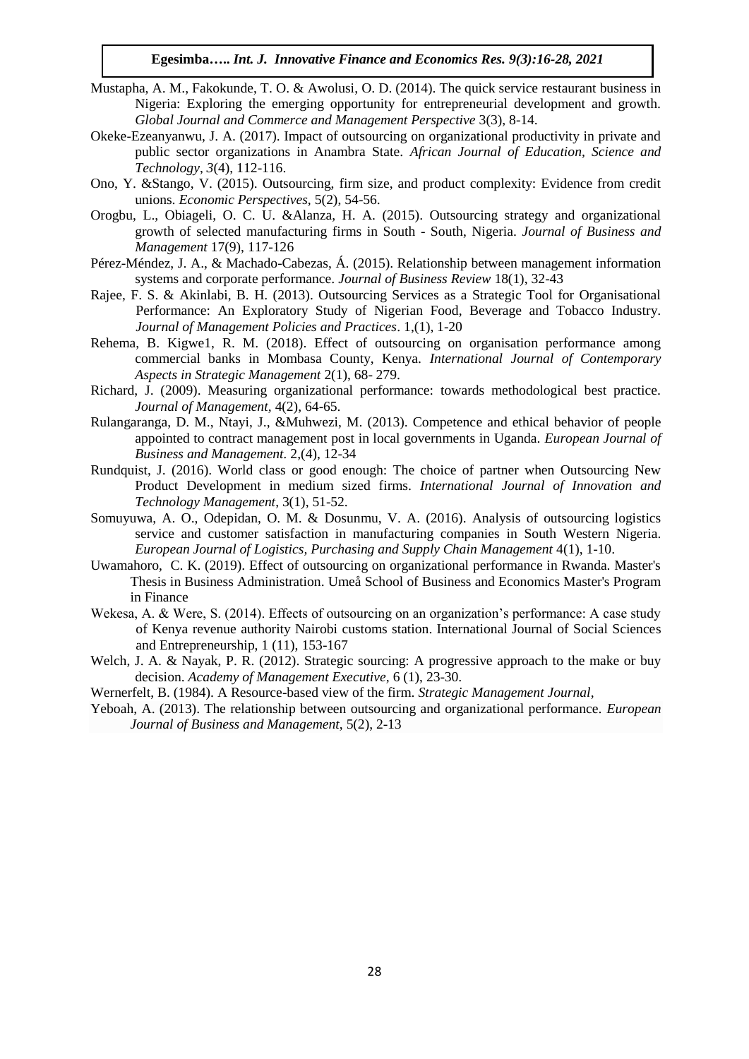Mustapha, A. M., Fakokunde, T. O. & Awolusi, O. D. (2014). The quick service restaurant business in Nigeria: Exploring the emerging opportunity for entrepreneurial development and growth. *Global Journal and Commerce and Management Perspective* 3(3), 8-14.

Okeke-Ezeanyanwu, J. A. (2017). Impact of outsourcing on organizational productivity in private and public sector organizations in Anambra State. *African Journal of Education, Science and Technology*, *3*(4), 112-116.

Ono, Y. &Stango, V. (2015). Outsourcing, firm size, and product complexity: Evidence from credit unions. *Economic Perspectives*, 5(2), 54-56.

Orogbu, L., Obiageli, O. C. U. &Alanza, H. A. (2015). Outsourcing strategy and organizational growth of selected manufacturing firms in South - South, Nigeria. *Journal of Business and Management* 17(9), 117-126

Pérez-Méndez, J. A., & Machado-Cabezas, Á. (2015). Relationship between management information systems and corporate performance. *Journal of Business Review* 18(1), 32-43

Rajee, F. S. & Akinlabi, B. H. (2013). Outsourcing Services as a Strategic Tool for Organisational Performance: An Exploratory Study of Nigerian Food, Beverage and Tobacco Industry. *Journal of Management Policies and Practices*. 1,(1), 1-20

Rehema, B. Kigwe1, R. M. (2018). Effect of outsourcing on organisation performance among commercial banks in Mombasa County, Kenya. *International Journal of Contemporary Aspects in Strategic Management* 2(1), 68- 279.

Richard, J. (2009). Measuring organizational performance: towards methodological best practice. *Journal of Management*, 4(2), 64-65.

Rulangaranga, D. M., Ntayi, J., &Muhwezi, M. (2013). Competence and ethical behavior of people appointed to contract management post in local governments in Uganda. *European Journal of Business and Management*. 2,(4), 12-34

Rundquist, J. (2016). World class or good enough: The choice of partner when Outsourcing New Product Development in medium sized firms. *International Journal of Innovation and Technology Management*, 3(1), 51-52.

Somuyuwa, A. O., Odepidan, O. M. & Dosunmu, V. A. (2016). Analysis of outsourcing logistics service and customer satisfaction in manufacturing companies in South Western Nigeria. *European Journal of Logistics, Purchasing and Supply Chain Management* 4(1), 1-10.

Uwamahoro, C. K. (2019). Effect of outsourcing on organizational performance in Rwanda. Master's Thesis in Business Administration. Umeå School of Business and Economics Master's Program in Finance

Wekesa, A. & Were, S. (2014). Effects of outsourcing on an organization's performance: A case study of Kenya revenue authority Nairobi customs station. International Journal of Social Sciences and Entrepreneurship, 1 (11), 153-167

Welch, J. A. & Nayak, P. R. (2012). Strategic sourcing: A progressive approach to the make or buy decision. *Academy of Management Executive*, 6 (1), 23-30.

Wernerfelt, B. (1984). A Resource-based view of the firm. *Strategic Management Journal*,

Yeboah, A. (2013). The relationship between outsourcing and organizational performance. *European Journal of Business and Management*, 5(2), 2-13